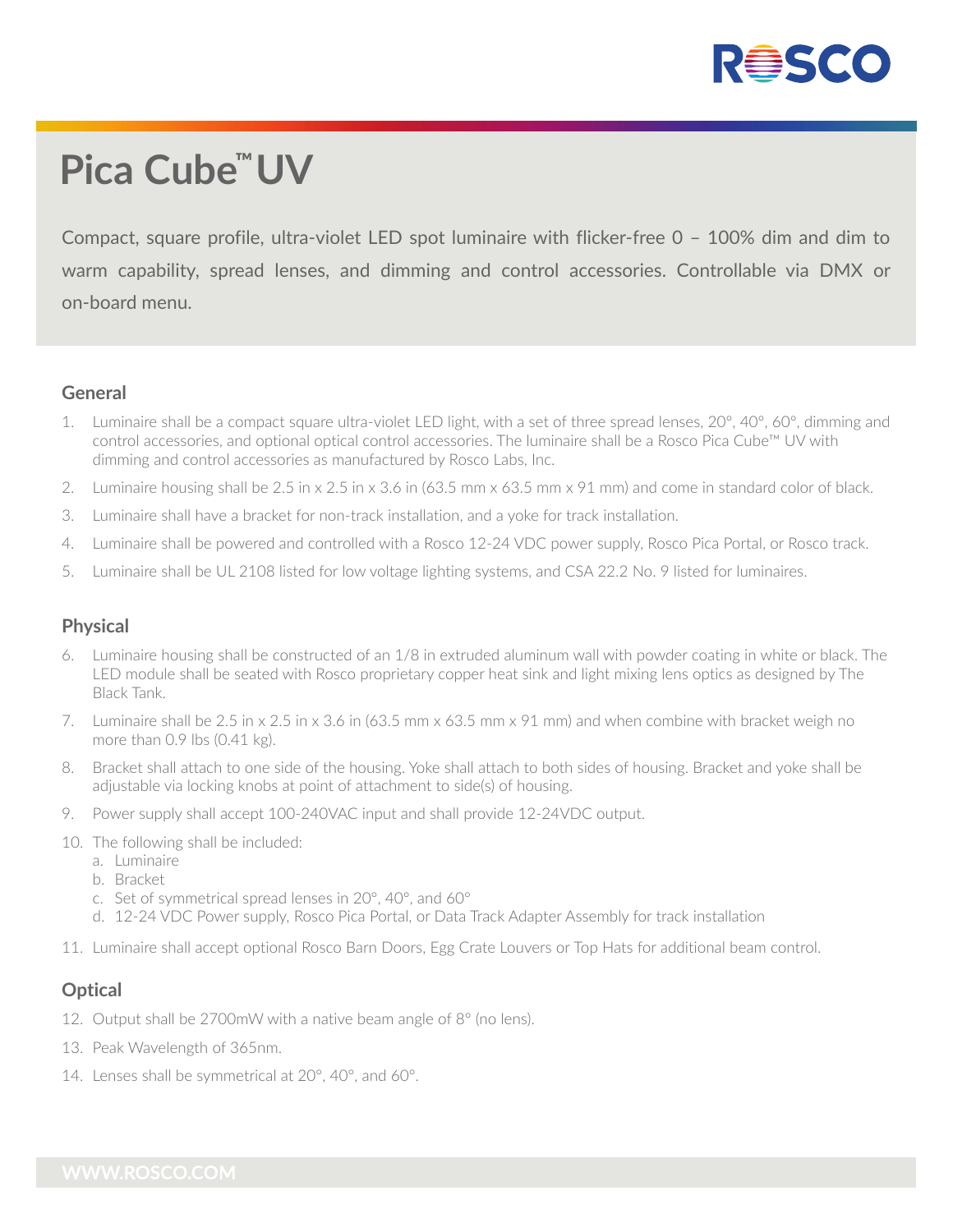# Pica Cube™ UV

Compact, square profile, ultra-violet LED spot luminaire with flicker-free 0 – 100% dim and dim to warm capability, spread lenses, and dimming and control accessories. Controllable via DMX or on-board menu.

## General

1. Luminaire shall be a compact square ultra-violet LED light, with a set of three spread lenses, 20°, 40°, 60°, dimming and control accessories, and optional optical control accessories. The luminaire shall be a Rosco Pica Cube™ UV with dimming and control accessories as manufactured by Rosco Labs, Inc.
2. Luminaire housing shall be 2.5 in x 2.5 in x 3.6 in (63.5 mm x 63.5 mm x 91 mm) and come in standard color of black.
3. Luminaire shall have a bracket for non-track installation, and a yoke for track installation.
4. Luminaire shall be powered and controlled with a Rosco 12-24 VDC power supply, Rosco Pica Portal, or Rosco track.
5. Luminaire shall be UL 2108 listed for low voltage lighting systems, and CSA 22.2 No. 9 listed for luminaires.

## Physical

6. Luminaire housing shall be constructed of an 1/8 in extruded aluminum wall with powder coating in white or black. The LED module shall be seated with Rosco proprietary copper heat sink and light mixing lens optics as designed by The Black Tank.
7. Luminaire shall be 2.5 in x 2.5 in x 3.6 in (63.5 mm x 63.5 mm x 91 mm) and when combine with bracket weigh no more than 0.9 lbs (0.41 kg).
8. Bracket shall attach to one side of the housing. Yoke shall attach to both sides of housing. Bracket and yoke shall be adjustable via locking knobs at point of attachment to side(s) of housing.
9. Power supply shall accept 100-240VAC input and shall provide 12-24VDC output.
10. The following shall be included:
    a. Luminaire
    b. Bracket
    c. Set of symmetrical spread lenses in 20°, 40°, and 60°
    d. 12-24 VDC Power supply, Rosco Pica Portal, or Data Track Adapter Assembly for track installation
11. Luminaire shall accept optional Rosco Barn Doors, Egg Crate Louvers or Top Hats for additional beam control.

## Optical

12. Output shall be 2700mW with a native beam angle of 8° (no lens).
13. Peak Wavelength of 365nm.
14. Lenses shall be symmetrical at 20°, 40°, and 60°.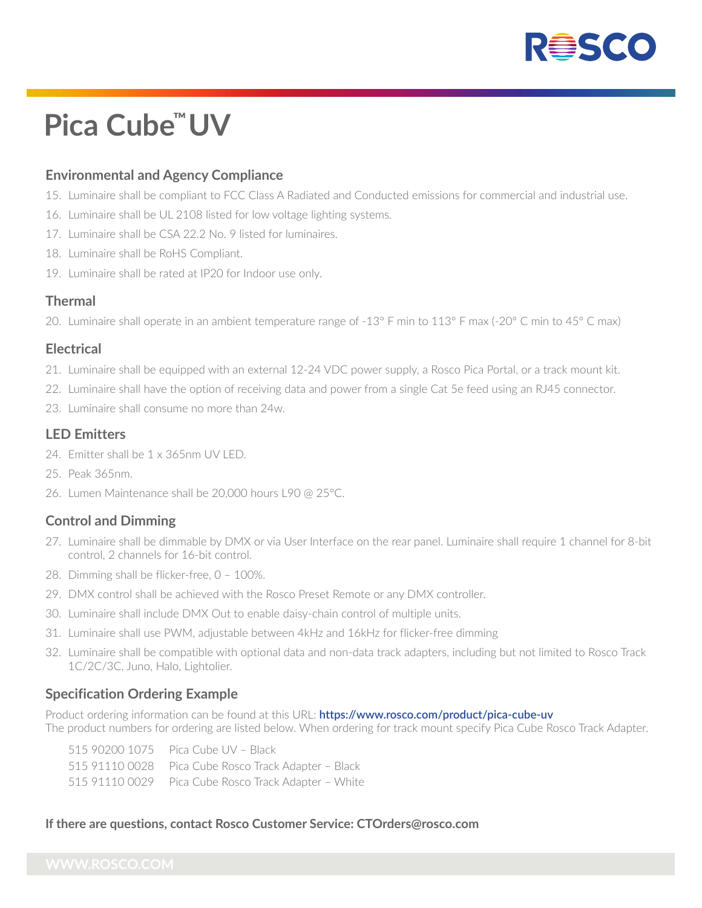# Pica Cube™ UV

## Environmental and Agency Compliance

15. Luminaire shall be compliant to FCC Class A Radiated and Conducted emissions for commercial and industrial use.
16. Luminaire shall be UL 2108 listed for low voltage lighting systems.
17. Luminaire shall be CSA 22.2 No. 9 listed for luminaires.
18. Luminaire shall be RoHS Compliant.
19. Luminaire shall be rated at IP20 for Indoor use only.

## Thermal

20. Luminaire shall operate in an ambient temperature range of -13° F min to 113° F max (-20° C min to 45° C max)

## Electrical

21. Luminaire shall be equipped with an external 12-24 VDC power supply, a Rosco Pica Portal, or a track mount kit.
22. Luminaire shall have the option of receiving data and power from a single Cat 5e feed using an RJ45 connector.
23. Luminaire shall consume no more than 24w.

## LED Emitters

24. Emitter shall be 1 x 365nm UV LED.
25. Peak 365nm.
26. Lumen Maintenance shall be 20,000 hours L90 @ 25°C.

## Control and Dimming

27. Luminaire shall be dimmable by DMX or via User Interface on the rear panel. Luminaire shall require 1 channel for 8-bit control, 2 channels for 16-bit control.
28. Dimming shall be flicker-free, 0 – 100%.
29. DMX control shall be achieved with the Rosco Preset Remote or any DMX controller.
30. Luminaire shall include DMX Out to enable daisy-chain control of multiple units.
31. Luminaire shall use PWM, adjustable between 4kHz and 16kHz for flicker-free dimming
32. Luminaire shall be compatible with optional data and non-data track adapters, including but not limited to Rosco Track 1C/2C/3C, Juno, Halo, Lightolier.

## Specification Ordering Example

Product ordering information can be found at this URL: **https://www.rosco.com/product/pica-cube-uv**
The product numbers for ordering are listed below. When ordering for track mount specify Pica Cube Rosco Track Adapter.

| | |
|---|---|
| 515 90200 1075 | Pica Cube UV – Black |
| 515 91110 0028 | Pica Cube Rosco Track Adapter – Black |
| 515 91110 0029 | Pica Cube Rosco Track Adapter – White |

**If there are questions, contact Rosco Customer Service: CTOrders@rosco.com**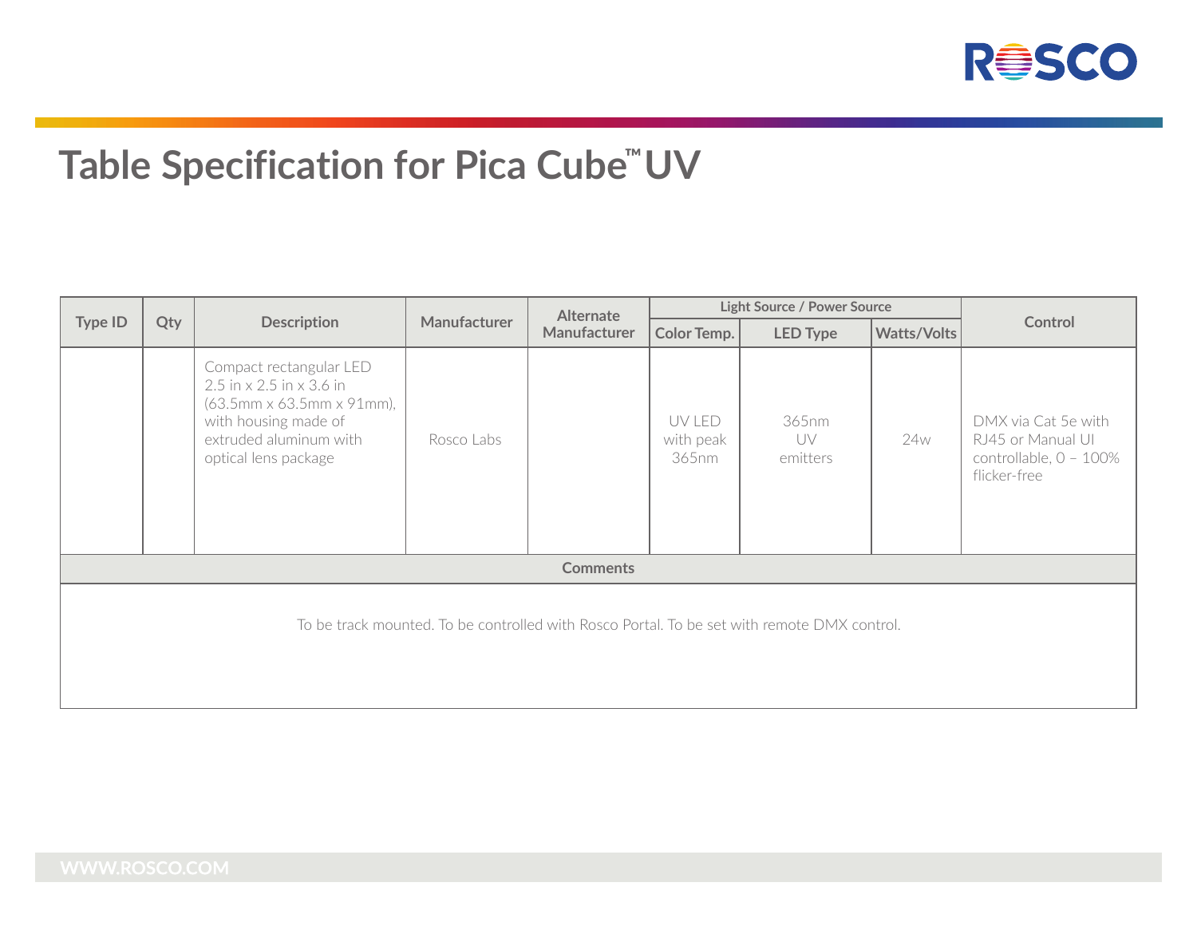# Table Specification for Pica Cube™ UV

| Type ID | Qty | Description | Manufacturer | Alternate Manufacturer | Light Source / Power Source | | | Control |
|---|---|---|---|---|---|---|---|---|
| | | | | | Color Temp. | LED Type | Watts/Volts | |
| | | Compact rectangular LED 2.5 in x 2.5 in x 3.6 in (63.5mm x 63.5mm x 91mm), with housing made of extruded aluminum with optical lens package | Rosco Labs | | UV LED with peak 365nm | 365nm UV emitters | 24w | DMX via Cat 5e with RJ45 or Manual UI controllable, 0 – 100% flicker-free |

**Comments**

To be track mounted. To be controlled with Rosco Portal. To be set with remote DMX control.

WWW.ROSCO.COM